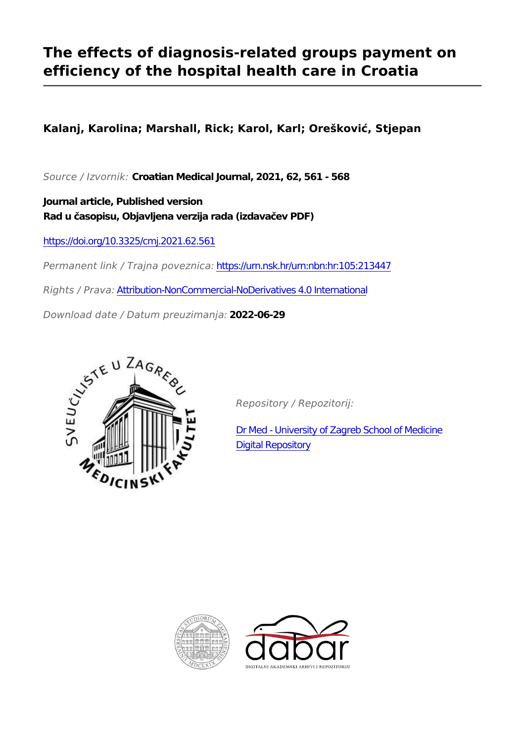# The effects of diagnosis-related groups payment on efficiency of the hospital health care in Croatia

**Kalanj, Karolina; Marshall, Rick; Karol, Karl; Orešković, Stjepan**

*Source / Izvornik:* **Croatian Medical Journal, 2021, 62, 561 - 568**

**Journal article, Published version**
**Rad u časopisu, Objavljena verzija rada (izdavačev PDF)**

https://doi.org/10.3325/cmj.2021.62.561

*Permanent link / Trajna poveznica:* https://urn.nsk.hr/urn:nbn:hr:105:213447

*Rights / Prava:* Attribution-NonCommercial-NoDerivatives 4.0 International

*Download date / Datum preuzimanja:* **2022-06-29**

*Repository / Repozitorij:*

Dr Med - University of Zagreb School of Medicine Digital Repository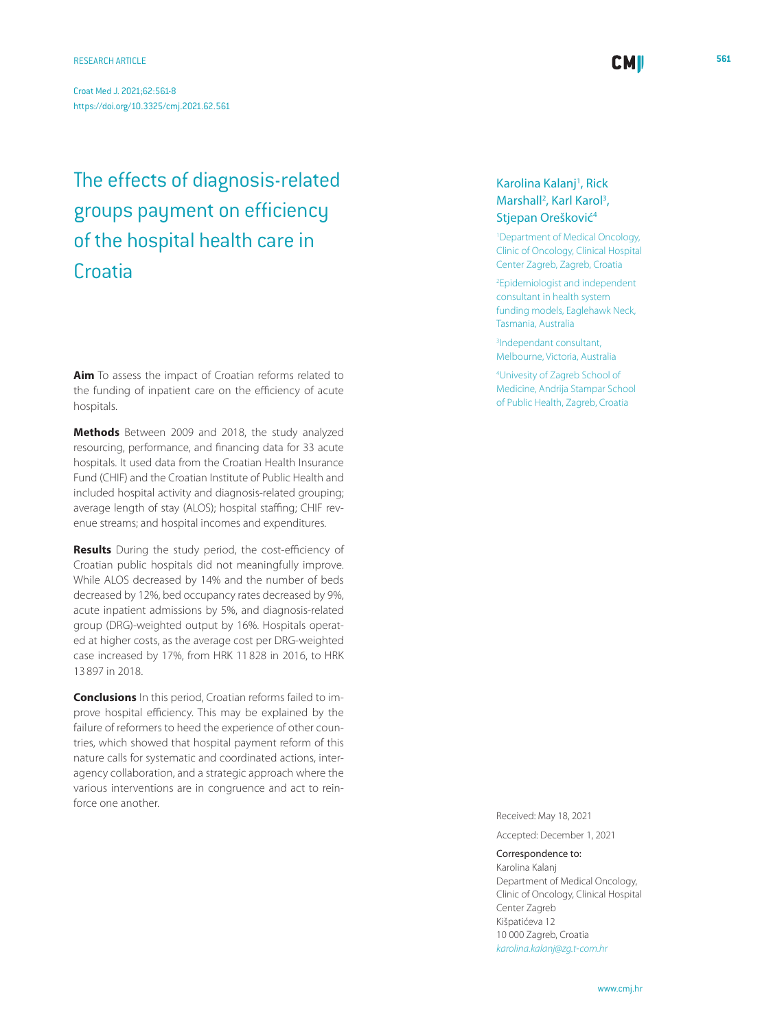RESEARCH ARTICLE

# The effects of diagnosis-related groups payment on efficiency of the hospital health care in Croatia

Karolina Kalanj[1], Rick Marshall[2], Karl Karol[3], Stjepan Orešković[4]

[1]Department of Medical Oncology, Clinic of Oncology, Clinical Hospital Center Zagreb, Zagreb, Croatia

[2]Epidemiologist and independent consultant in health system funding models, Eaglehawk Neck, Tasmania, Australia

[3]Independant consultant, Melbourne, Victoria, Australia

[4]Univesity of Zagreb School of Medicine, Andrija Stampar School of Public Health, Zagreb, Croatia

**Aim** To assess the impact of Croatian reforms related to the funding of inpatient care on the efficiency of acute hospitals.

**Methods** Between 2009 and 2018, the study analyzed resourcing, performance, and financing data for 33 acute hospitals. It used data from the Croatian Health Insurance Fund (CHIF) and the Croatian Institute of Public Health and included hospital activity and diagnosis-related grouping; average length of stay (ALOS); hospital staffing; CHIF revenue streams; and hospital incomes and expenditures.

**Results** During the study period, the cost-efficiency of Croatian public hospitals did not meaningfully improve. While ALOS decreased by 14% and the number of beds decreased by 12%, bed occupancy rates decreased by 9%, acute inpatient admissions by 5%, and diagnosis-related group (DRG)-weighted output by 16%. Hospitals operated at higher costs, as the average cost per DRG-weighted case increased by 17%, from HRK 11 828 in 2016, to HRK 13 897 in 2018.

**Conclusions** In this period, Croatian reforms failed to improve hospital efficiency. This may be explained by the failure of reformers to heed the experience of other countries, which showed that hospital payment reform of this nature calls for systematic and coordinated actions, inter-agency collaboration, and a strategic approach where the various interventions are in congruence and act to reinforce one another.

Received: May 18, 2021

Accepted: December 1, 2021

Correspondence to:
Karolina Kalanj
Department of Medical Oncology, Clinic of Oncology, Clinical Hospital Center Zagreb
Kišpatićeva 12
10 000 Zagreb, Croatia
*karolina.kalanj@zg.t-com.hr*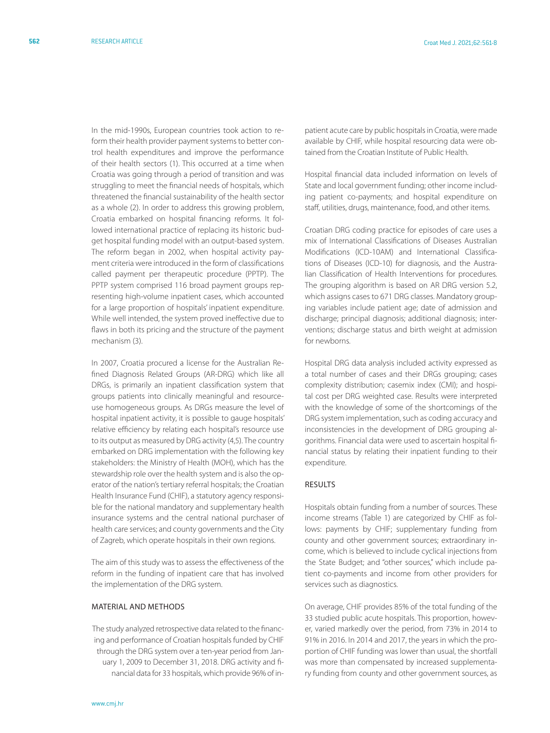In the mid-1990s, European countries took action to reform their health provider payment systems to better control health expenditures and improve the performance of their health sectors (1). This occurred at a time when Croatia was going through a period of transition and was struggling to meet the financial needs of hospitals, which threatened the financial sustainability of the health sector as a whole (2). In order to address this growing problem, Croatia embarked on hospital financing reforms. It followed international practice of replacing its historic budget hospital funding model with an output-based system. The reform began in 2002, when hospital activity payment criteria were introduced in the form of classifications called payment per therapeutic procedure (PPTP). The PPTP system comprised 116 broad payment groups representing high-volume inpatient cases, which accounted for a large proportion of hospitals' inpatient expenditure. While well intended, the system proved ineffective due to flaws in both its pricing and the structure of the payment mechanism (3).

In 2007, Croatia procured a license for the Australian Refined Diagnosis Related Groups (AR-DRG) which like all DRGs, is primarily an inpatient classification system that groups patients into clinically meaningful and resource-use homogeneous groups. As DRGs measure the level of hospital inpatient activity, it is possible to gauge hospitals' relative efficiency by relating each hospital's resource use to its output as measured by DRG activity (4,5). The country embarked on DRG implementation with the following key stakeholders: the Ministry of Health (MOH), which has the stewardship role over the health system and is also the operator of the nation's tertiary referral hospitals; the Croatian Health Insurance Fund (CHIF), a statutory agency responsible for the national mandatory and supplementary health insurance systems and the central national purchaser of health care services; and county governments and the City of Zagreb, which operate hospitals in their own regions.

The aim of this study was to assess the effectiveness of the reform in the funding of inpatient care that has involved the implementation of the DRG system.

## MATERIAL AND METHODS

The study analyzed retrospective data related to the financing and performance of Croatian hospitals funded by CHIF through the DRG system over a ten-year period from January 1, 2009 to December 31, 2018. DRG activity and financial data for 33 hospitals, which provide 96% of inpatient acute care by public hospitals in Croatia, were made available by CHIF, while hospital resourcing data were obtained from the Croatian Institute of Public Health.

Hospital financial data included information on levels of State and local government funding; other income including patient co-payments; and hospital expenditure on staff, utilities, drugs, maintenance, food, and other items.

Croatian DRG coding practice for episodes of care uses a mix of International Classifications of Diseases Australian Modifications (ICD-10AM) and International Classifications of Diseases (ICD-10) for diagnosis, and the Australian Classification of Health Interventions for procedures. The grouping algorithm is based on AR DRG version 5.2, which assigns cases to 671 DRG classes. Mandatory grouping variables include patient age; date of admission and discharge; principal diagnosis; additional diagnosis; interventions; discharge status and birth weight at admission for newborns.

Hospital DRG data analysis included activity expressed as a total number of cases and their DRGs grouping; cases complexity distribution; casemix index (CMI); and hospital cost per DRG weighted case. Results were interpreted with the knowledge of some of the shortcomings of the DRG system implementation, such as coding accuracy and inconsistencies in the development of DRG grouping algorithms. Financial data were used to ascertain hospital financial status by relating their inpatient funding to their expenditure.

## RESULTS

Hospitals obtain funding from a number of sources. These income streams (Table 1) are categorized by CHIF as follows: payments by CHIF; supplementary funding from county and other government sources; extraordinary income, which is believed to include cyclical injections from the State Budget; and "other sources," which include patient co-payments and income from other providers for services such as diagnostics.

On average, CHIF provides 85% of the total funding of the 33 studied public acute hospitals. This proportion, however, varied markedly over the period, from 73% in 2014 to 91% in 2016. In 2014 and 2017, the years in which the proportion of CHIF funding was lower than usual, the shortfall was more than compensated by increased supplementary funding from county and other government sources, as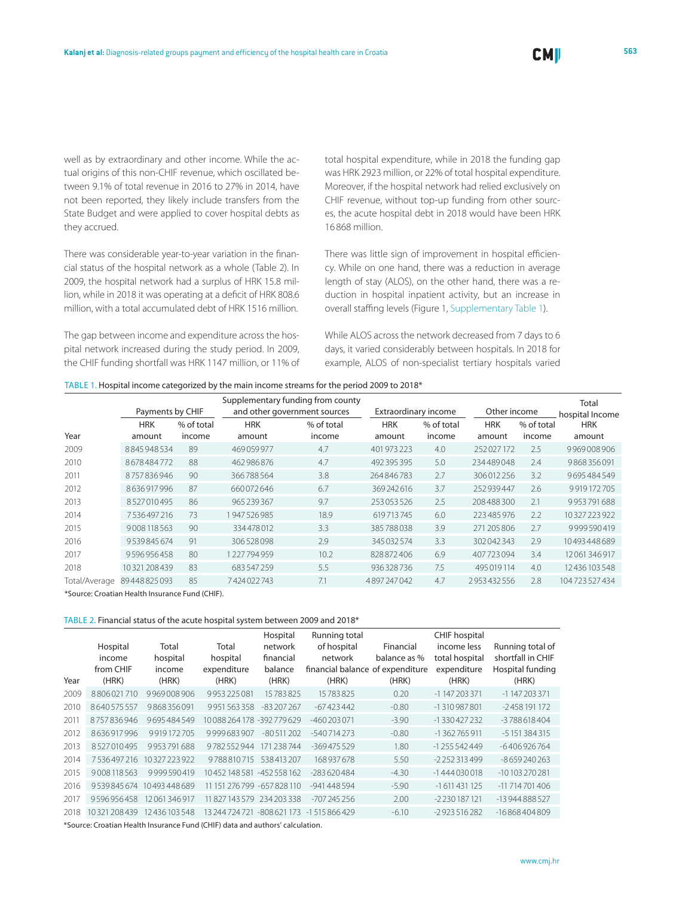well as by extraordinary and other income. While the actual origins of this non-CHIF revenue, which oscillated between 9.1% of total revenue in 2016 to 27% in 2014, have not been reported, they likely include transfers from the State Budget and were applied to cover hospital debts as they accrued.

There was considerable year-to-year variation in the financial status of the hospital network as a whole (Table 2). In 2009, the hospital network had a surplus of HRK 15.8 million, while in 2018 it was operating at a deficit of HRK 808.6 million, with a total accumulated debt of HRK 1516 million.

The gap between income and expenditure across the hospital network increased during the study period. In 2009, the CHIF funding shortfall was HRK 1147 million, or 11% of total hospital expenditure, while in 2018 the funding gap was HRK 2923 million, or 22% of total hospital expenditure. Moreover, if the hospital network had relied exclusively on CHIF revenue, without top-up funding from other sources, the acute hospital debt in 2018 would have been HRK 16 868 million.

There was little sign of improvement in hospital efficiency. While on one hand, there was a reduction in average length of stay (ALOS), on the other hand, there was a reduction in hospital inpatient activity, but an increase in overall staffing levels (Figure 1, Supplementary Table 1).

While ALOS across the network decreased from 7 days to 6 days, it varied considerably between hospitals. In 2018 for example, ALOS of non-specialist tertiary hospitals varied

TABLE 1. Hospital income categorized by the main income streams for the period 2009 to 2018*

| | Payments by CHIF | | Supplementary funding from county and other government sources | | Extraordinary income | | Other income | | Total hospital Income |
|---|---|---|---|---|---|---|---|---|---|
| Year | HRK amount | % of total income | HRK amount | % of total income | HRK amount | % of total income | HRK amount | % of total income | HRK amount |
| 2009 | 8845948534 | 89 | 469059977 | 4.7 | 401973223 | 4.0 | 252027172 | 2.5 | 9969008906 |
| 2010 | 8678484772 | 88 | 462986876 | 4.7 | 492395395 | 5.0 | 234489048 | 2.4 | 9868356091 |
| 2011 | 8757836946 | 90 | 366788564 | 3.8 | 264846783 | 2.7 | 306012256 | 3.2 | 9695484549 |
| 2012 | 8636917996 | 87 | 660072646 | 6.7 | 369242616 | 3.7 | 252939447 | 2.6 | 9919172705 |
| 2013 | 8527010495 | 86 | 965239367 | 9.7 | 253053526 | 2.5 | 208488300 | 2.1 | 9953791688 |
| 2014 | 7536497216 | 73 | 1947526985 | 18.9 | 619713745 | 6.0 | 223485976 | 2.2 | 10327223922 |
| 2015 | 9008118563 | 90 | 334478012 | 3.3 | 385788038 | 3.9 | 271205806 | 2.7 | 9999590419 |
| 2016 | 9539845674 | 91 | 306528098 | 2.9 | 345032574 | 3.3 | 302042343 | 2.9 | 10493448689 |
| 2017 | 9596956458 | 80 | 1227794959 | 10.2 | 828872406 | 6.9 | 407723094 | 3.4 | 12061346917 |
| 2018 | 10321208439 | 83 | 683547259 | 5.5 | 936328736 | 7.5 | 495019114 | 4.0 | 12436103548 |
| Total/Average | 89448825093 | 85 | 7424022743 | 7.1 | 4897247042 | 4.7 | 2953432556 | 2.8 | 104723527434 |

*Source: Croatian Health Insurance Fund (CHIF).

TABLE 2. Financial status of the acute hospital system between 2009 and 2018*

| Year | Hospital income from CHIF (HRK) | Total hospital income (HRK) | Total hospital expenditure (HRK) | Hospital network financial balance (HRK) | Running total of hospital network financial balance (HRK) | Financial balance as % of expenditure (HRK) | CHIF hospital income less total hospital expenditure (HRK) | Running total of shortfall in CHIF Hospital funding (HRK) |
|---|---|---|---|---|---|---|---|---|
| 2009 | 8806021710 | 9969008906 | 9953225081 | 15783825 | 15783825 | 0.20 | -1147203371 | -1147203371 |
| 2010 | 8640575557 | 9868356091 | 9951563358 | -83207267 | -67423442 | -0.80 | -1310987801 | -2458191172 |
| 2011 | 8757836946 | 9695484549 | 10088264178 | -392779629 | -460203071 | -3.90 | -1330427232 | -3788618404 |
| 2012 | 8636917996 | 9919172705 | 9999683907 | -80511202 | -540714273 | -0.80 | -1362765911 | -5151384315 |
| 2013 | 8527010495 | 9953791688 | 9782552944 | 171238744 | -369475529 | 1.80 | -1255542449 | -6406926764 |
| 2014 | 7536497216 | 10327223922 | 9788810715 | 538413207 | 168937678 | 5.50 | -2252313499 | -8659240263 |
| 2015 | 9008118563 | 9999590419 | 10452148581 | -452558162 | -283620484 | -4.30 | -1444030018 | -10103270281 |
| 2016 | 9539845674 | 10493448689 | 11151276799 | -657828110 | -941448594 | -5.90 | -1611431125 | -11714701406 |
| 2017 | 9596956458 | 12061346917 | 11827143579 | 234203338 | -707245256 | 2.00 | -2230187121 | -13944888527 |
| 2018 | 10321208439 | 12436103548 | 13244724721 | -808621173 | -1515866429 | -6.10 | -2923516282 | -16868404809 |

*Source: Croatian Health Insurance Fund (CHIF) data and authors' calculation.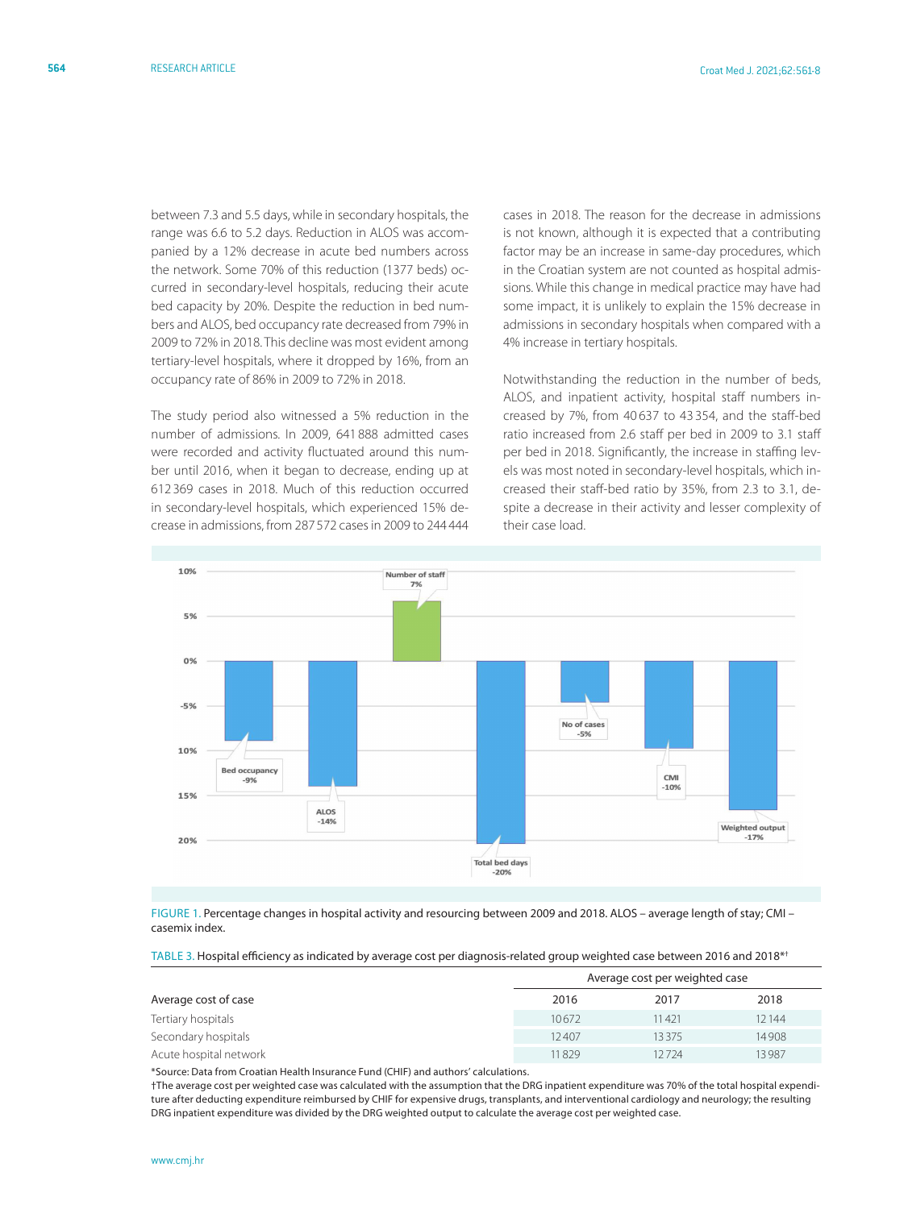between 7.3 and 5.5 days, while in secondary hospitals, the range was 6.6 to 5.2 days. Reduction in ALOS was accompanied by a 12% decrease in acute bed numbers across the network. Some 70% of this reduction (1377 beds) occurred in secondary-level hospitals, reducing their acute bed capacity by 20%. Despite the reduction in bed numbers and ALOS, bed occupancy rate decreased from 79% in 2009 to 72% in 2018. This decline was most evident among tertiary-level hospitals, where it dropped by 16%, from an occupancy rate of 86% in 2009 to 72% in 2018.

The study period also witnessed a 5% reduction in the number of admissions. In 2009, 641 888 admitted cases were recorded and activity fluctuated around this number until 2016, when it began to decrease, ending up at 612 369 cases in 2018. Much of this reduction occurred in secondary-level hospitals, which experienced 15% decrease in admissions, from 287 572 cases in 2009 to 244 444 cases in 2018. The reason for the decrease in admissions is not known, although it is expected that a contributing factor may be an increase in same-day procedures, which in the Croatian system are not counted as hospital admissions. While this change in medical practice may have had some impact, it is unlikely to explain the 15% decrease in admissions in secondary hospitals when compared with a 4% increase in tertiary hospitals.

Notwithstanding the reduction in the number of beds, ALOS, and inpatient activity, hospital staff numbers increased by 7%, from 40 637 to 43 354, and the staff-bed ratio increased from 2.6 staff per bed in 2009 to 3.1 staff per bed in 2018. Significantly, the increase in staffing levels was most noted in secondary-level hospitals, which increased their staff-bed ratio by 35%, from 2.3 to 3.1, despite a decrease in their activity and lesser complexity of their case load.

FIGURE 1. Percentage changes in hospital activity and resourcing between 2009 and 2018. ALOS – average length of stay; CMI – casemix index.

TABLE 3. Hospital efficiency as indicated by average cost per diagnosis-related group weighted case between 2016 and 2018*†

| | Average cost per weighted case | | |
|---|---|---|---|
| Average cost of case | 2016 | 2017 | 2018 |
| Tertiary hospitals | 10 672 | 11 421 | 12 144 |
| Secondary hospitals | 12 407 | 13 375 | 14 908 |
| Acute hospital network | 11 829 | 12 724 | 13 987 |

*Source: Data from Croatian Health Insurance Fund (CHIF) and authors' calculations.

†The average cost per weighted case was calculated with the assumption that the DRG inpatient expenditure was 70% of the total hospital expenditure after deducting expenditure reimbursed by CHIF for expensive drugs, transplants, and interventional cardiology and neurology; the resulting DRG inpatient expenditure was divided by the DRG weighted output to calculate the average cost per weighted case.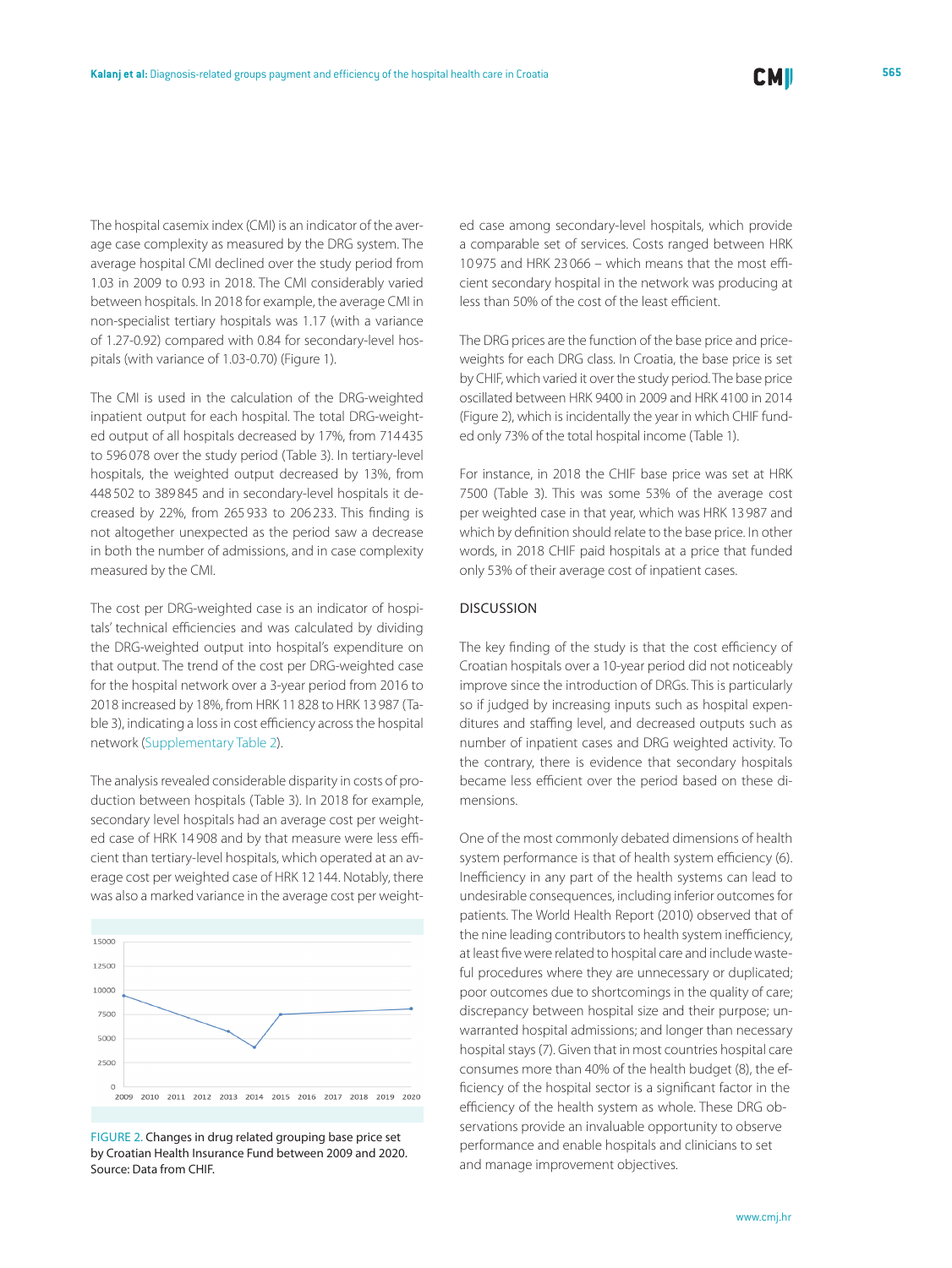The hospital casemix index (CMI) is an indicator of the average case complexity as measured by the DRG system. The average hospital CMI declined over the study period from 1.03 in 2009 to 0.93 in 2018. The CMI considerably varied between hospitals. In 2018 for example, the average CMI in non-specialist tertiary hospitals was 1.17 (with a variance of 1.27-0.92) compared with 0.84 for secondary-level hospitals (with variance of 1.03-0.70) (Figure 1).

The CMI is used in the calculation of the DRG-weighted inpatient output for each hospital. The total DRG-weighted output of all hospitals decreased by 17%, from 714 435 to 596 078 over the study period (Table 3). In tertiary-level hospitals, the weighted output decreased by 13%, from 448 502 to 389 845 and in secondary-level hospitals it decreased by 22%, from 265 933 to 206 233. This finding is not altogether unexpected as the period saw a decrease in both the number of admissions, and in case complexity measured by the CMI.

The cost per DRG-weighted case is an indicator of hospitals' technical efficiencies and was calculated by dividing the DRG-weighted output into hospital's expenditure on that output. The trend of the cost per DRG-weighted case for the hospital network over a 3-year period from 2016 to 2018 increased by 18%, from HRK 11 828 to HRK 13 987 (Table 3), indicating a loss in cost efficiency across the hospital network (Supplementary Table 2).

The analysis revealed considerable disparity in costs of production between hospitals (Table 3). In 2018 for example, secondary level hospitals had an average cost per weighted case of HRK 14 908 and by that measure were less efficient than tertiary-level hospitals, which operated at an average cost per weighted case of HRK 12 144. Notably, there was also a marked variance in the average cost per weighted case among secondary-level hospitals, which provide a comparable set of services. Costs ranged between HRK 10 975 and HRK 23 066 – which means that the most efficient secondary hospital in the network was producing at less than 50% of the cost of the least efficient.

The DRG prices are the function of the base price and price-weights for each DRG class. In Croatia, the base price is set by CHIF, which varied it over the study period. The base price oscillated between HRK 9400 in 2009 and HRK 4100 in 2014 (Figure 2), which is incidentally the year in which CHIF funded only 73% of the total hospital income (Table 1).

For instance, in 2018 the CHIF base price was set at HRK 7500 (Table 3). This was some 53% of the average cost per weighted case in that year, which was HRK 13 987 and which by definition should relate to the base price. In other words, in 2018 CHIF paid hospitals at a price that funded only 53% of their average cost of inpatient cases.

FIGURE 2. Changes in drug related grouping base price set by Croatian Health Insurance Fund between 2009 and 2020. Source: Data from CHIF.

## DISCUSSION

The key finding of the study is that the cost efficiency of Croatian hospitals over a 10-year period did not noticeably improve since the introduction of DRGs. This is particularly so if judged by increasing inputs such as hospital expenditures and staffing level, and decreased outputs such as number of inpatient cases and DRG weighted activity. To the contrary, there is evidence that secondary hospitals became less efficient over the period based on these dimensions.

One of the most commonly debated dimensions of health system performance is that of health system efficiency (6). Inefficiency in any part of the health systems can lead to undesirable consequences, including inferior outcomes for patients. The World Health Report (2010) observed that of the nine leading contributors to health system inefficiency, at least five were related to hospital care and include wasteful procedures where they are unnecessary or duplicated; poor outcomes due to shortcomings in the quality of care; discrepancy between hospital size and their purpose; unwarranted hospital admissions; and longer than necessary hospital stays (7). Given that in most countries hospital care consumes more than 40% of the health budget (8), the efficiency of the hospital sector is a significant factor in the efficiency of the health system as whole. These DRG observations provide an invaluable opportunity to observe performance and enable hospitals and clinicians to set and manage improvement objectives.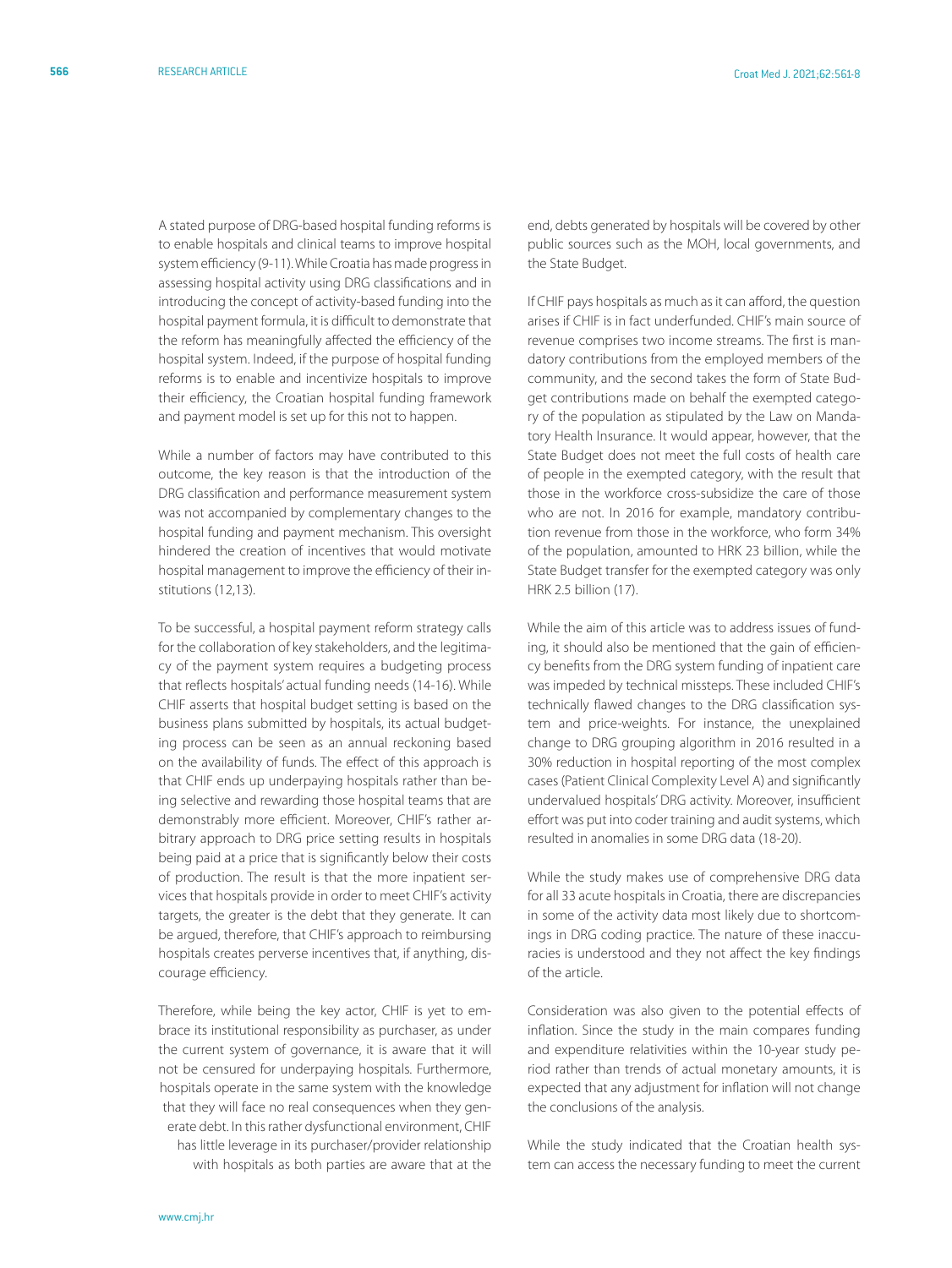A stated purpose of DRG-based hospital funding reforms is to enable hospitals and clinical teams to improve hospital system efficiency (9-11). While Croatia has made progress in assessing hospital activity using DRG classifications and in introducing the concept of activity-based funding into the hospital payment formula, it is difficult to demonstrate that the reform has meaningfully affected the efficiency of the hospital system. Indeed, if the purpose of hospital funding reforms is to enable and incentivize hospitals to improve their efficiency, the Croatian hospital funding framework and payment model is set up for this not to happen.

While a number of factors may have contributed to this outcome, the key reason is that the introduction of the DRG classification and performance measurement system was not accompanied by complementary changes to the hospital funding and payment mechanism. This oversight hindered the creation of incentives that would motivate hospital management to improve the efficiency of their institutions (12,13).

To be successful, a hospital payment reform strategy calls for the collaboration of key stakeholders, and the legitimacy of the payment system requires a budgeting process that reflects hospitals' actual funding needs (14-16). While CHIF asserts that hospital budget setting is based on the business plans submitted by hospitals, its actual budgeting process can be seen as an annual reckoning based on the availability of funds. The effect of this approach is that CHIF ends up underpaying hospitals rather than being selective and rewarding those hospital teams that are demonstrably more efficient. Moreover, CHIF's rather arbitrary approach to DRG price setting results in hospitals being paid at a price that is significantly below their costs of production. The result is that the more inpatient services that hospitals provide in order to meet CHIF's activity targets, the greater is the debt that they generate. It can be argued, therefore, that CHIF's approach to reimbursing hospitals creates perverse incentives that, if anything, discourage efficiency.

Therefore, while being the key actor, CHIF is yet to embrace its institutional responsibility as purchaser, as under the current system of governance, it is aware that it will not be censured for underpaying hospitals. Furthermore, hospitals operate in the same system with the knowledge that they will face no real consequences when they generate debt. In this rather dysfunctional environment, CHIF has little leverage in its purchaser/provider relationship with hospitals as both parties are aware that at the end, debts generated by hospitals will be covered by other public sources such as the MOH, local governments, and the State Budget.

If CHIF pays hospitals as much as it can afford, the question arises if CHIF is in fact underfunded. CHIF's main source of revenue comprises two income streams. The first is mandatory contributions from the employed members of the community, and the second takes the form of State Budget contributions made on behalf the exempted category of the population as stipulated by the Law on Mandatory Health Insurance. It would appear, however, that the State Budget does not meet the full costs of health care of people in the exempted category, with the result that those in the workforce cross-subsidize the care of those who are not. In 2016 for example, mandatory contribution revenue from those in the workforce, who form 34% of the population, amounted to HRK 23 billion, while the State Budget transfer for the exempted category was only HRK 2.5 billion (17).

While the aim of this article was to address issues of funding, it should also be mentioned that the gain of efficiency benefits from the DRG system funding of inpatient care was impeded by technical missteps. These included CHIF's technically flawed changes to the DRG classification system and price-weights. For instance, the unexplained change to DRG grouping algorithm in 2016 resulted in a 30% reduction in hospital reporting of the most complex cases (Patient Clinical Complexity Level A) and significantly undervalued hospitals' DRG activity. Moreover, insufficient effort was put into coder training and audit systems, which resulted in anomalies in some DRG data (18-20).

While the study makes use of comprehensive DRG data for all 33 acute hospitals in Croatia, there are discrepancies in some of the activity data most likely due to shortcomings in DRG coding practice. The nature of these inaccuracies is understood and they not affect the key findings of the article.

Consideration was also given to the potential effects of inflation. Since the study in the main compares funding and expenditure relativities within the 10-year study period rather than trends of actual monetary amounts, it is expected that any adjustment for inflation will not change the conclusions of the analysis.

While the study indicated that the Croatian health system can access the necessary funding to meet the current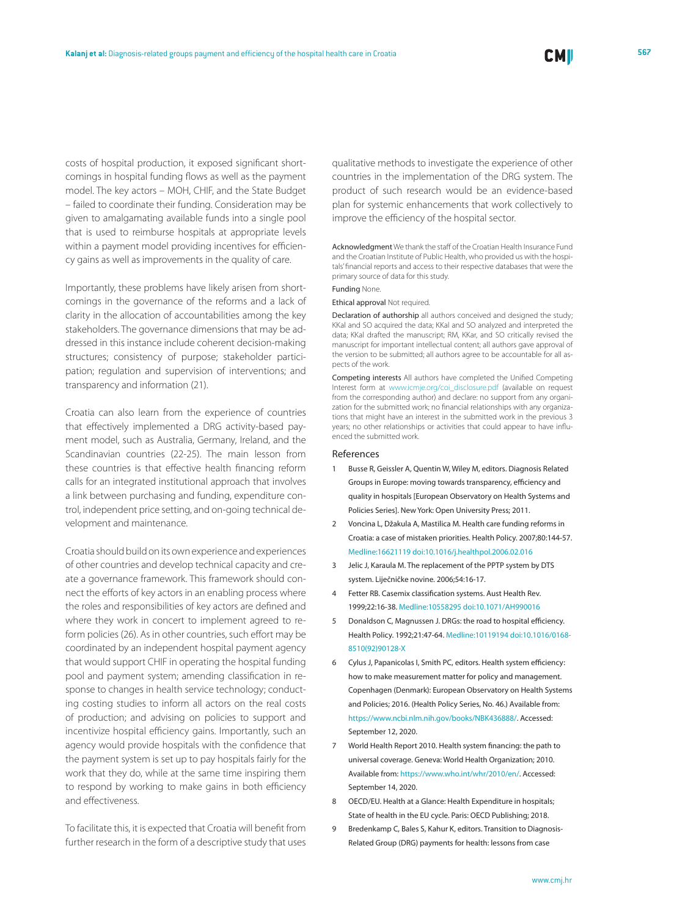costs of hospital production, it exposed significant shortcomings in hospital funding flows as well as the payment model. The key actors – MOH, CHIF, and the State Budget – failed to coordinate their funding. Consideration may be given to amalgamating available funds into a single pool that is used to reimburse hospitals at appropriate levels within a payment model providing incentives for efficiency gains as well as improvements in the quality of care.

Importantly, these problems have likely arisen from shortcomings in the governance of the reforms and a lack of clarity in the allocation of accountabilities among the key stakeholders. The governance dimensions that may be addressed in this instance include coherent decision-making structures; consistency of purpose; stakeholder participation; regulation and supervision of interventions; and transparency and information (21).

Croatia can also learn from the experience of countries that effectively implemented a DRG activity-based payment model, such as Australia, Germany, Ireland, and the Scandinavian countries (22-25). The main lesson from these countries is that effective health financing reform calls for an integrated institutional approach that involves a link between purchasing and funding, expenditure control, independent price setting, and on-going technical development and maintenance.

Croatia should build on its own experience and experiences of other countries and develop technical capacity and create a governance framework. This framework should connect the efforts of key actors in an enabling process where the roles and responsibilities of key actors are defined and where they work in concert to implement agreed to reform policies (26). As in other countries, such effort may be coordinated by an independent hospital payment agency that would support CHIF in operating the hospital funding pool and payment system; amending classification in response to changes in health service technology; conducting costing studies to inform all actors on the real costs of production; and advising on policies to support and incentivize hospital efficiency gains. Importantly, such an agency would provide hospitals with the confidence that the payment system is set up to pay hospitals fairly for the work that they do, while at the same time inspiring them to respond by working to make gains in both efficiency and effectiveness.

To facilitate this, it is expected that Croatia will benefit from further research in the form of a descriptive study that uses qualitative methods to investigate the experience of other countries in the implementation of the DRG system. The product of such research would be an evidence-based plan for systemic enhancements that work collectively to improve the efficiency of the hospital sector.

**Acknowledgment** We thank the staff of the Croatian Health Insurance Fund and the Croatian Institute of Public Health, who provided us with the hospitals' financial reports and access to their respective databases that were the primary source of data for this study.

**Funding** None.

**Ethical approval** Not required.

**Declaration of authorship** all authors conceived and designed the study; KKal and SO acquired the data; KKal and SO analyzed and interpreted the data; KKal drafted the manuscript; RM, KKar, and SO critically revised the manuscript for important intellectual content; all authors gave approval of the version to be submitted; all authors agree to be accountable for all aspects of the work.

**Competing interests** All authors have completed the Unified Competing Interest form at www.icmje.org/coi_disclosure.pdf (available on request from the corresponding author) and declare: no support from any organization for the submitted work; no financial relationships with any organizations that might have an interest in the submitted work in the previous 3 years; no other relationships or activities that could appear to have influenced the submitted work.

## References

1. Busse R, Geissler A, Quentin W, Wiley M, editors. Diagnosis Related Groups in Europe: moving towards transparency, efficiency and quality in hospitals [European Observatory on Health Systems and Policies Series]. New York: Open University Press; 2011.
2. Voncina L, Džakula A, Mastilica M. Health care funding reforms in Croatia: a case of mistaken priorities. Health Policy. 2007;80:144-57. Medline:16621119 doi:10.1016/j.healthpol.2006.02.016
3. Jelic J, Karaula M. The replacement of the PPTP system by DTS system. Liječničke novine. 2006;54:16-17.
4. Fetter RB. Casemix classification systems. Aust Health Rev. 1999;22:16-38. Medline:10558295 doi:10.1071/AH990016
5. Donaldson C, Magnussen J. DRGs: the road to hospital efficiency. Health Policy. 1992;21:47-64. Medline:10119194 doi:10.1016/0168-8510(92)90128-X
6. Cylus J, Papanicolas I, Smith PC, editors. Health system efficiency: how to make measurement matter for policy and management. Copenhagen (Denmark): European Observatory on Health Systems and Policies; 2016. (Health Policy Series, No. 46.) Available from: https://www.ncbi.nlm.nih.gov/books/NBK436888/. Accessed: September 12, 2020.
7. World Health Report 2010. Health system financing: the path to universal coverage. Geneva: World Health Organization; 2010. Available from: https://www.who.int/whr/2010/en/. Accessed: September 14, 2020.
8. OECD/EU. Health at a Glance: Health Expenditure in hospitals; State of health in the EU cycle. Paris: OECD Publishing; 2018.
9. Bredenkamp C, Bales S, Kahur K, editors. Transition to Diagnosis-Related Group (DRG) payments for health: lessons from case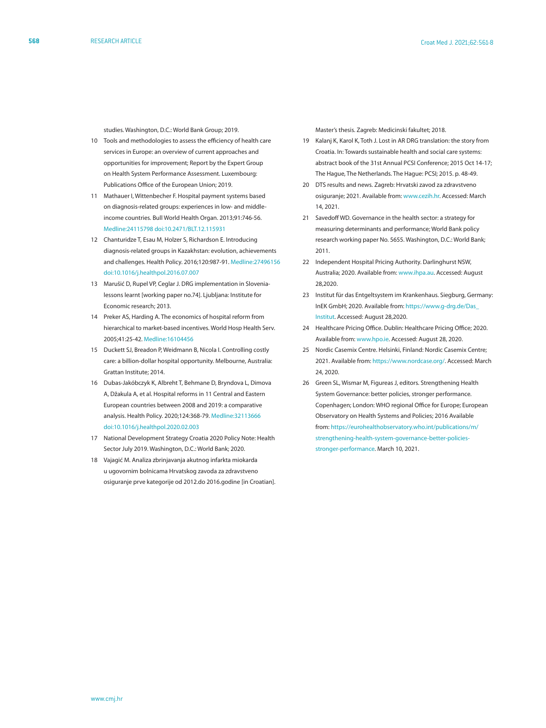studies. Washington, D.C.: World Bank Group; 2019.

10 Tools and methodologies to assess the efficiency of health care services in Europe: an overview of current approaches and opportunities for improvement; Report by the Expert Group on Health System Performance Assessment. Luxembourg: Publications Office of the European Union; 2019.

11 Mathauer I, Wittenbecher F. Hospital payment systems based on diagnosis-related groups: experiences in low- and middle-income countries. Bull World Health Organ. 2013;91:746-56. Medline:24115798 doi:10.2471/BLT.12.115931

12 Chanturidze T, Esau M, Holzer S, Richardson E. Introducing diagnosis-related groups in Kazakhstan: evolution, achievements and challenges. Health Policy. 2016;120:987-91. Medline:27496156 doi:10.1016/j.healthpol.2016.07.007

13 Marušić D, Rupel VP, Ceglar J. DRG implementation in Slovenia-lessons learnt [working paper no.74]. Ljubljana: Institute for Economic research; 2013.

14 Preker AS, Harding A. The economics of hospital reform from hierarchical to market-based incentives. World Hosp Health Serv. 2005;41:25-42. Medline:16104456

15 Duckett SJ, Breadon P, Weidmann B, Nicola I. Controlling costly care: a billion-dollar hospital opportunity. Melbourne, Australia: Grattan Institute; 2014.

16 Dubas-Jakóbczyk K, Albreht T, Behmane D, Bryndova L, Dimova A, Džakula A, et al. Hospital reforms in 11 Central and Eastern European countries between 2008 and 2019: a comparative analysis. Health Policy. 2020;124:368-79. Medline:32113666 doi:10.1016/j.healthpol.2020.02.003

17 National Development Strategy Croatia 2020 Policy Note: Health Sector July 2019. Washington, D.C.: World Bank; 2020.

18 Vajagić M. Analiza zbrinjavanja akutnog infarkta miokarda u ugovornim bolnicama Hrvatskog zavoda za zdravstveno osiguranje prve kategorije od 2012.do 2016.godine [in Croatian]. Master's thesis. Zagreb: Medicinski fakultet; 2018.

19 Kalanj K, Karol K, Toth J. Lost in AR DRG translation: the story from Croatia. In: Towards sustainable health and social care systems: abstract book of the 31st Annual PCSI Conference; 2015 Oct 14-17; The Hague, The Netherlands. The Hague: PCSI; 2015. p. 48-49.

20 DTS results and news. Zagreb: Hrvatski zavod za zdravstveno osiguranje; 2021. Available from: www.cezih.hr. Accessed: March 14, 2021.

21 Savedoff WD. Governance in the health sector: a strategy for measuring determinants and performance; World Bank policy research working paper No. 5655. Washington, D.C.: World Bank; 2011.

22 Independent Hospital Pricing Authority. Darlinghurst NSW, Australia; 2020. Available from: www.ihpa.au. Accessed: August 28,2020.

23 Institut für das Entgeltsystem im Krankenhaus. Siegburg, Germany: InEK GmbH; 2020. Available from: https://www.g-drg.de/Das_Institut. Accessed: August 28,2020.

24 Healthcare Pricing Office. Dublin: Healthcare Pricing Office; 2020. Available from: www.hpo.ie. Accessed: August 28, 2020.

25 Nordic Casemix Centre. Helsinki, Finland: Nordic Casemix Centre; 2021. Available from: https://www.nordcase.org/. Accessed: March 24, 2020.

26 Green SL, Wismar M, Figureas J, editors. Strengthening Health System Governance: better policies, stronger performance. Copenhagen; London: WHO regional Office for Europe; European Observatory on Health Systems and Policies; 2016 Available from: https://eurohealthobservatory.who.int/publications/m/strengthening-health-system-governance-better-policies-stronger-performance. March 10, 2021.